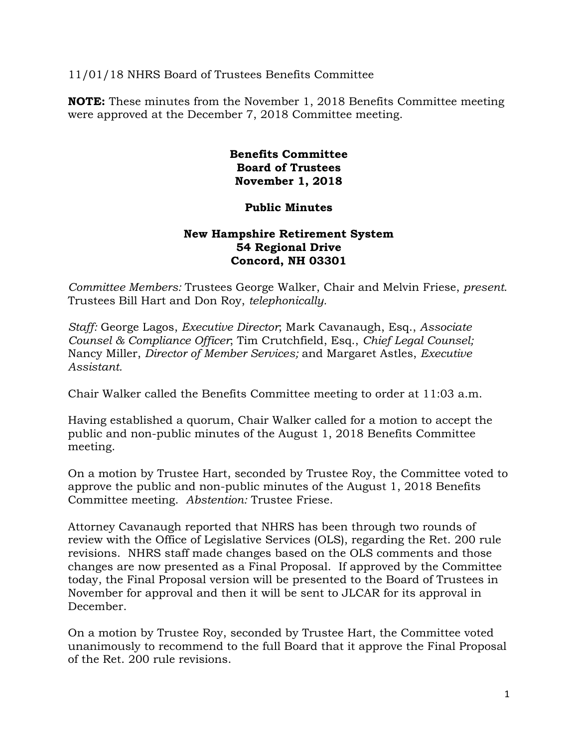11/01/18 NHRS Board of Trustees Benefits Committee

**NOTE:** These minutes from the November 1, 2018 Benefits Committee meeting were approved at the December 7, 2018 Committee meeting.

**Benefits Committee**
**Board of Trustees**
**November 1, 2018**

**Public Minutes**

**New Hampshire Retirement System**
**54 Regional Drive**
**Concord, NH 03301**

*Committee Members:* Trustees George Walker, Chair and Melvin Friese, *present.* Trustees Bill Hart and Don Roy, *telephonically.*

*Staff:* George Lagos, *Executive Director*; Mark Cavanaugh, Esq., *Associate Counsel & Compliance Officer*; Tim Crutchfield, Esq., *Chief Legal Counsel;* Nancy Miller, *Director of Member Services;* and Margaret Astles, *Executive Assistant.*

Chair Walker called the Benefits Committee meeting to order at 11:03 a.m.

Having established a quorum, Chair Walker called for a motion to accept the public and non-public minutes of the August 1, 2018 Benefits Committee meeting.

On a motion by Trustee Hart, seconded by Trustee Roy, the Committee voted to approve the public and non-public minutes of the August 1, 2018 Benefits Committee meeting. *Abstention:* Trustee Friese.

Attorney Cavanaugh reported that NHRS has been through two rounds of review with the Office of Legislative Services (OLS), regarding the Ret. 200 rule revisions. NHRS staff made changes based on the OLS comments and those changes are now presented as a Final Proposal. If approved by the Committee today, the Final Proposal version will be presented to the Board of Trustees in November for approval and then it will be sent to JLCAR for its approval in December.

On a motion by Trustee Roy, seconded by Trustee Hart, the Committee voted unanimously to recommend to the full Board that it approve the Final Proposal of the Ret. 200 rule revisions.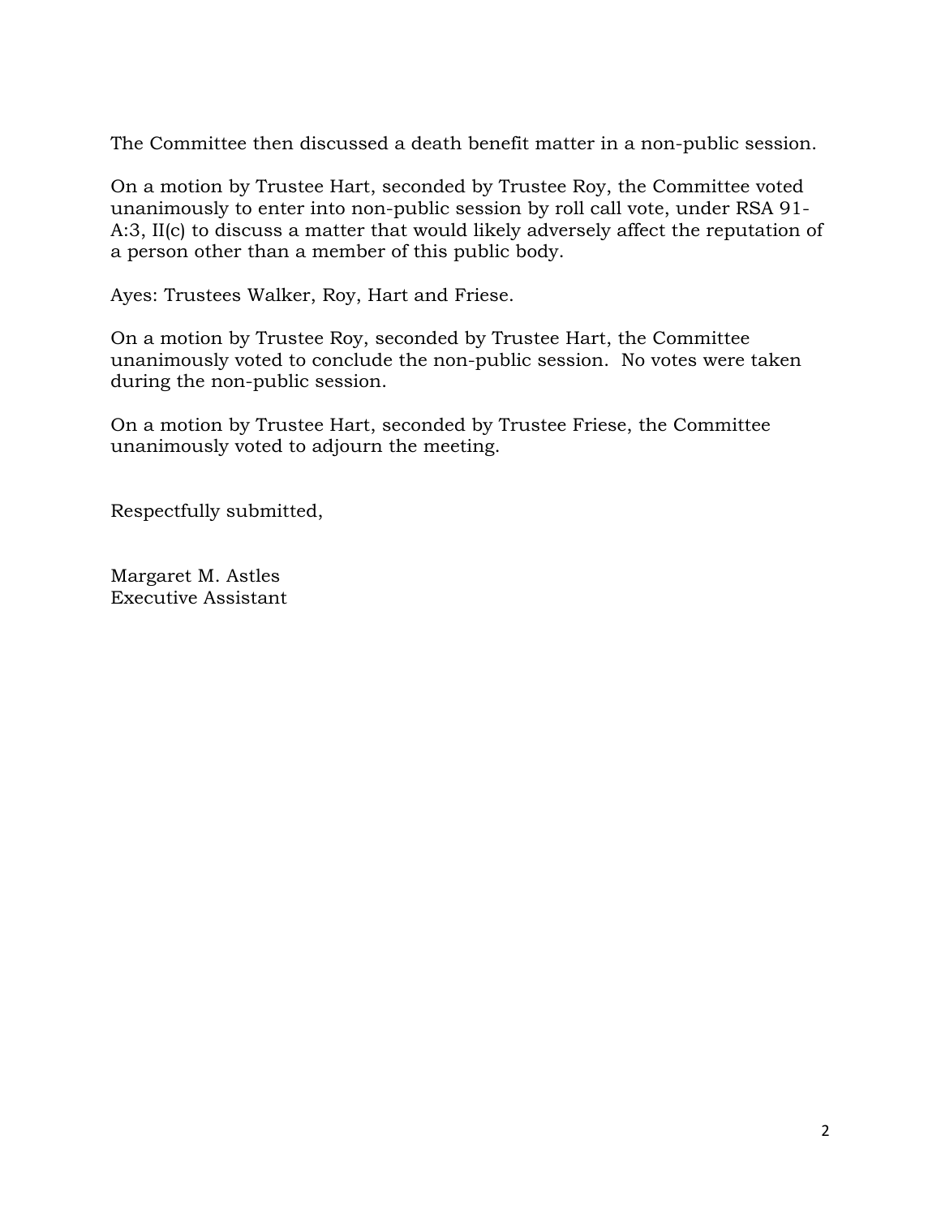The Committee then discussed a death benefit matter in a non-public session.

On a motion by Trustee Hart, seconded by Trustee Roy, the Committee voted unanimously to enter into non-public session by roll call vote, under RSA 91-A:3, II(c) to discuss a matter that would likely adversely affect the reputation of a person other than a member of this public body.

Ayes: Trustees Walker, Roy, Hart and Friese.

On a motion by Trustee Roy, seconded by Trustee Hart, the Committee unanimously voted to conclude the non-public session. No votes were taken during the non-public session.

On a motion by Trustee Hart, seconded by Trustee Friese, the Committee unanimously voted to adjourn the meeting.

Respectfully submitted,

Margaret M. Astles
Executive Assistant